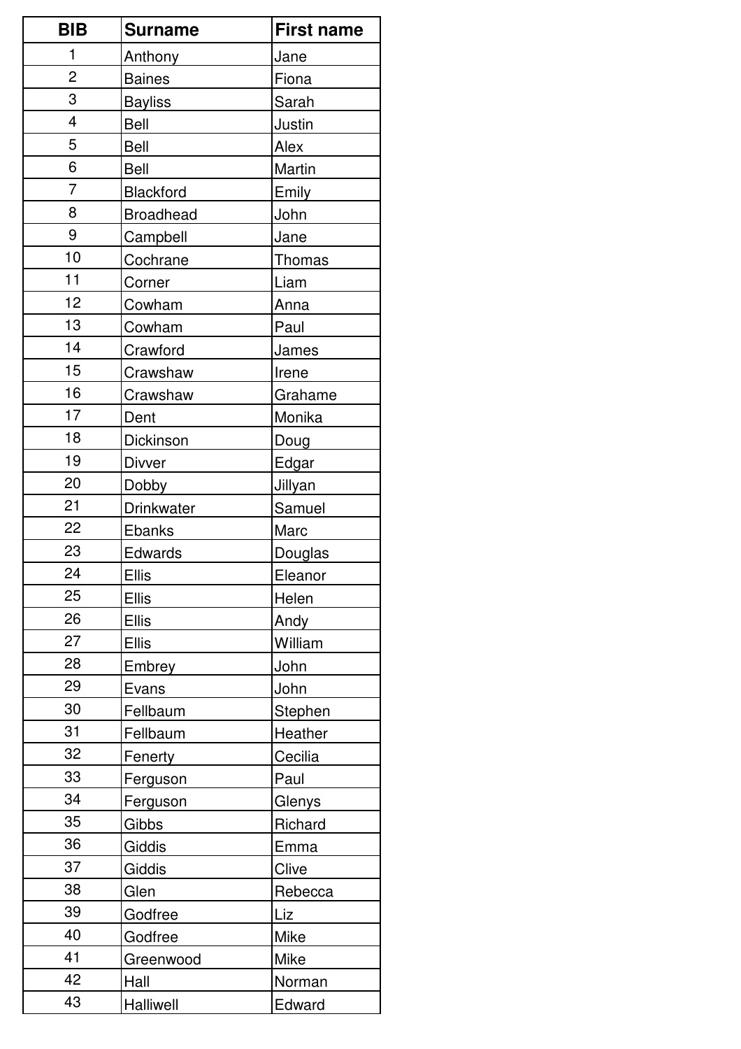| BIB | Surname | First name |
|---|---|---|
| 1 | Anthony | Jane |
| 2 | Baines | Fiona |
| 3 | Bayliss | Sarah |
| 4 | Bell | Justin |
| 5 | Bell | Alex |
| 6 | Bell | Martin |
| 7 | Blackford | Emily |
| 8 | Broadhead | John |
| 9 | Campbell | Jane |
| 10 | Cochrane | Thomas |
| 11 | Corner | Liam |
| 12 | Cowham | Anna |
| 13 | Cowham | Paul |
| 14 | Crawford | James |
| 15 | Crawshaw | Irene |
| 16 | Crawshaw | Grahame |
| 17 | Dent | Monika |
| 18 | Dickinson | Doug |
| 19 | Divver | Edgar |
| 20 | Dobby | Jillyan |
| 21 | Drinkwater | Samuel |
| 22 | Ebanks | Marc |
| 23 | Edwards | Douglas |
| 24 | Ellis | Eleanor |
| 25 | Ellis | Helen |
| 26 | Ellis | Andy |
| 27 | Ellis | William |
| 28 | Embrey | John |
| 29 | Evans | John |
| 30 | Fellbaum | Stephen |
| 31 | Fellbaum | Heather |
| 32 | Fenerty | Cecilia |
| 33 | Ferguson | Paul |
| 34 | Ferguson | Glenys |
| 35 | Gibbs | Richard |
| 36 | Giddis | Emma |
| 37 | Giddis | Clive |
| 38 | Glen | Rebecca |
| 39 | Godfree | Liz |
| 40 | Godfree | Mike |
| 41 | Greenwood | Mike |
| 42 | Hall | Norman |
| 43 | Halliwell | Edward |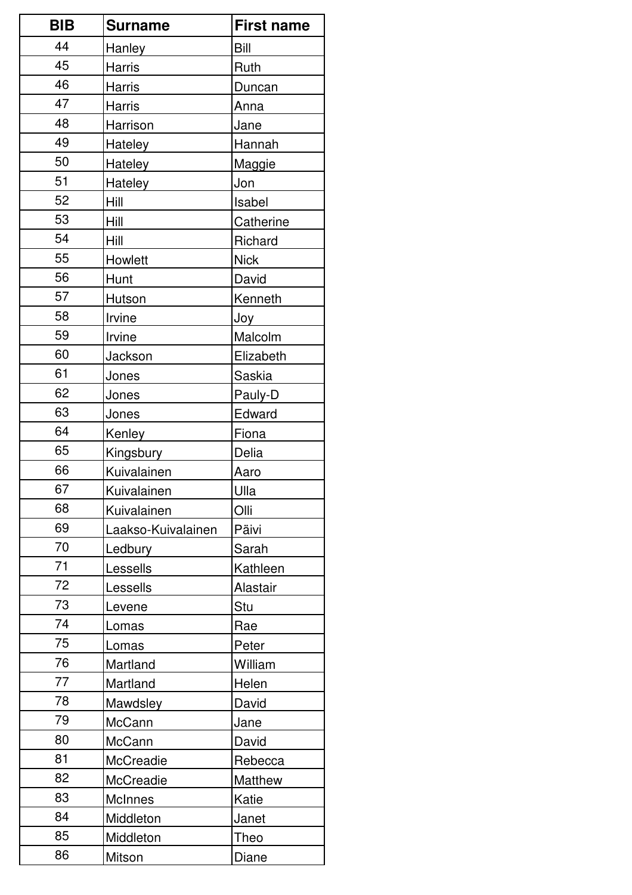| BIB | Surname | First name |
|---|---|---|
| 44 | Hanley | Bill |
| 45 | Harris | Ruth |
| 46 | Harris | Duncan |
| 47 | Harris | Anna |
| 48 | Harrison | Jane |
| 49 | Hateley | Hannah |
| 50 | Hateley | Maggie |
| 51 | Hateley | Jon |
| 52 | Hill | Isabel |
| 53 | Hill | Catherine |
| 54 | Hill | Richard |
| 55 | Howlett | Nick |
| 56 | Hunt | David |
| 57 | Hutson | Kenneth |
| 58 | Irvine | Joy |
| 59 | Irvine | Malcolm |
| 60 | Jackson | Elizabeth |
| 61 | Jones | Saskia |
| 62 | Jones | Pauly-D |
| 63 | Jones | Edward |
| 64 | Kenley | Fiona |
| 65 | Kingsbury | Delia |
| 66 | Kuivalainen | Aaro |
| 67 | Kuivalainen | Ulla |
| 68 | Kuivalainen | Olli |
| 69 | Laakso-Kuivalainen | Päivi |
| 70 | Ledbury | Sarah |
| 71 | Lessells | Kathleen |
| 72 | Lessells | Alastair |
| 73 | Levene | Stu |
| 74 | Lomas | Rae |
| 75 | Lomas | Peter |
| 76 | Martland | William |
| 77 | Martland | Helen |
| 78 | Mawdsley | David |
| 79 | McCann | Jane |
| 80 | McCann | David |
| 81 | McCreadie | Rebecca |
| 82 | McCreadie | Matthew |
| 83 | McInnes | Katie |
| 84 | Middleton | Janet |
| 85 | Middleton | Theo |
| 86 | Mitson | Diane |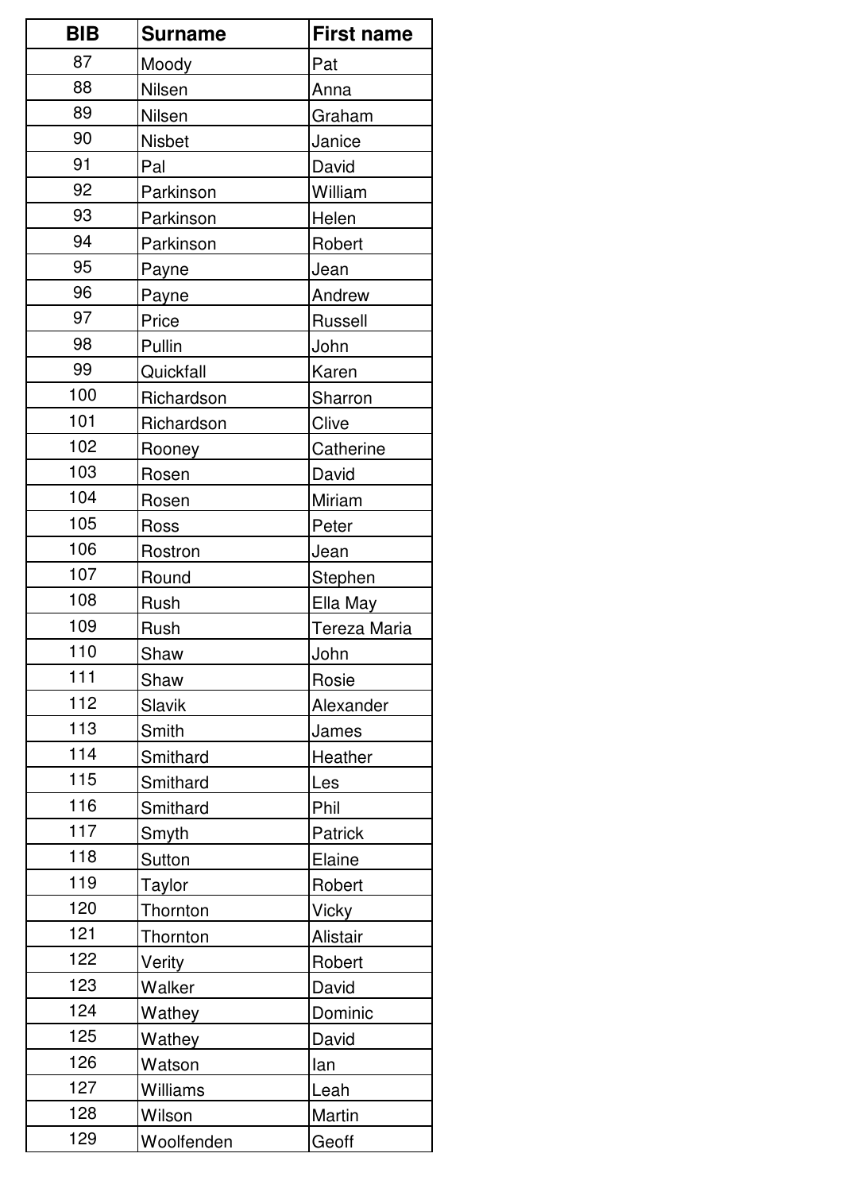| BIB | Surname | First name |
|---|---|---|
| 87 | Moody | Pat |
| 88 | Nilsen | Anna |
| 89 | Nilsen | Graham |
| 90 | Nisbet | Janice |
| 91 | Pal | David |
| 92 | Parkinson | William |
| 93 | Parkinson | Helen |
| 94 | Parkinson | Robert |
| 95 | Payne | Jean |
| 96 | Payne | Andrew |
| 97 | Price | Russell |
| 98 | Pullin | John |
| 99 | Quickfall | Karen |
| 100 | Richardson | Sharron |
| 101 | Richardson | Clive |
| 102 | Rooney | Catherine |
| 103 | Rosen | David |
| 104 | Rosen | Miriam |
| 105 | Ross | Peter |
| 106 | Rostron | Jean |
| 107 | Round | Stephen |
| 108 | Rush | Ella May |
| 109 | Rush | Tereza Maria |
| 110 | Shaw | John |
| 111 | Shaw | Rosie |
| 112 | Slavik | Alexander |
| 113 | Smith | James |
| 114 | Smithard | Heather |
| 115 | Smithard | Les |
| 116 | Smithard | Phil |
| 117 | Smyth | Patrick |
| 118 | Sutton | Elaine |
| 119 | Taylor | Robert |
| 120 | Thornton | Vicky |
| 121 | Thornton | Alistair |
| 122 | Verity | Robert |
| 123 | Walker | David |
| 124 | Wathey | Dominic |
| 125 | Wathey | David |
| 126 | Watson | Ian |
| 127 | Williams | Leah |
| 128 | Wilson | Martin |
| 129 | Woolfenden | Geoff |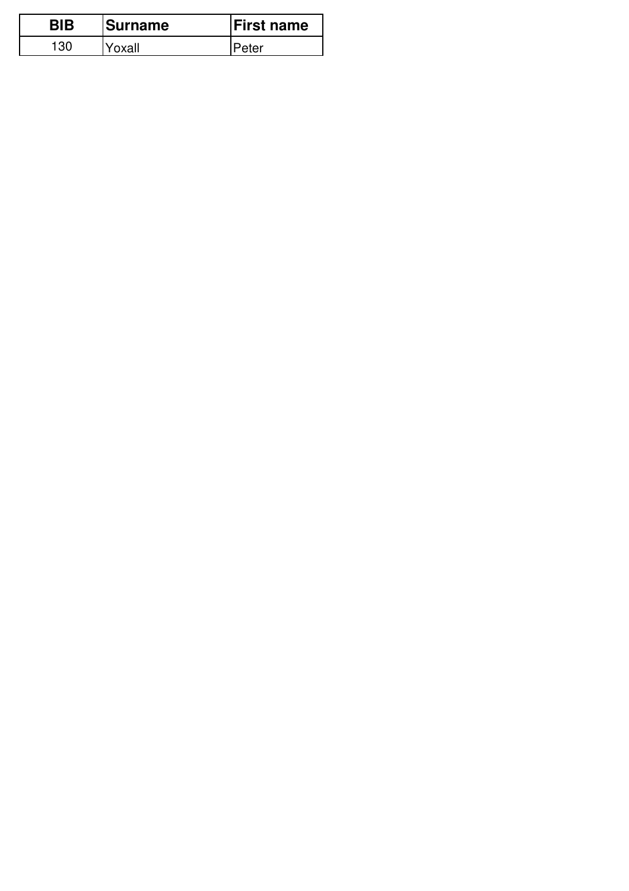| BIB | Surname | First name |
| --- | --- | --- |
| 130 | Yoxall | Peter |